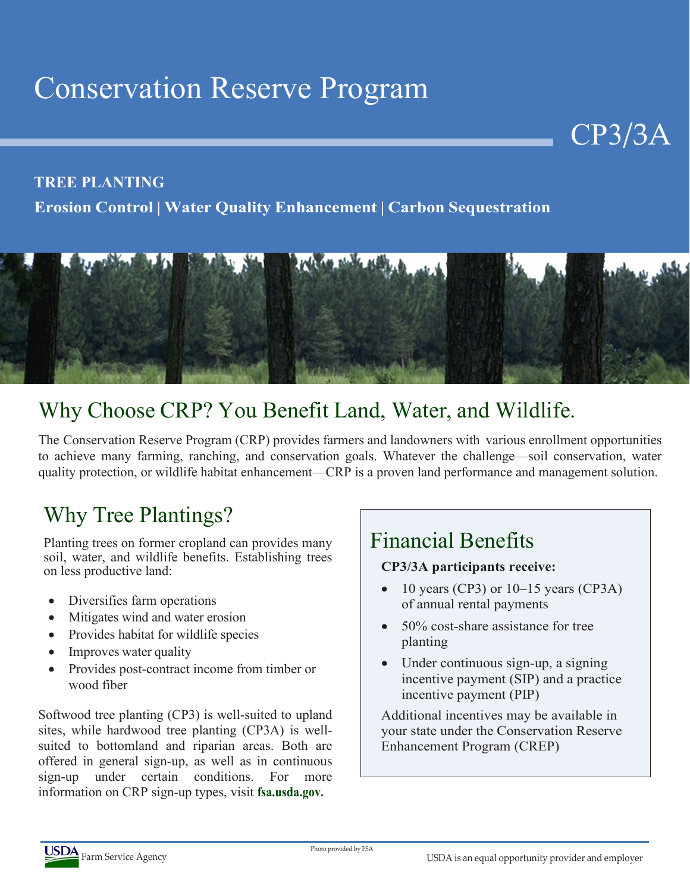# Conservation Reserve Program

## CP3/3A

**TREE PLANTING**

**Erosion Control | Water Quality Enhancement | Carbon Sequestration**

## Why Choose CRP? You Benefit Land, Water, and Wildlife.

The Conservation Reserve Program (CRP) provides farmers and landowners with various enrollment opportunities to achieve many farming, ranching, and conservation goals. Whatever the challenge—soil conservation, water quality protection, or wildlife habitat enhancement—CRP is a proven land performance and management solution.

## Why Tree Plantings?

Planting trees on former cropland can provides many soil, water, and wildlife benefits. Establishing trees on less productive land:

- Diversifies farm operations
- Mitigates wind and water erosion
- Provides habitat for wildlife species
- Improves water quality
- Provides post-contract income from timber or wood fiber

Softwood tree planting (CP3) is well-suited to upland sites, while hardwood tree planting (CP3A) is well-suited to bottomland and riparian areas. Both are offered in general sign-up, as well as in continuous sign-up under certain conditions. For more information on CRP sign-up types, visit **fsa.usda.gov.**

## Financial Benefits

**CP3/3A participants receive:**

- 10 years (CP3) or 10–15 years (CP3A) of annual rental payments
- 50% cost-share assistance for tree planting
- Under continuous sign-up, a signing incentive payment (SIP) and a practice incentive payment (PIP)

Additional incentives may be available in your state under the Conservation Reserve Enhancement Program (CREP)

Photo provided by FSA

USDA Farm Service Agency

USDA is an equal opportunity provider and employer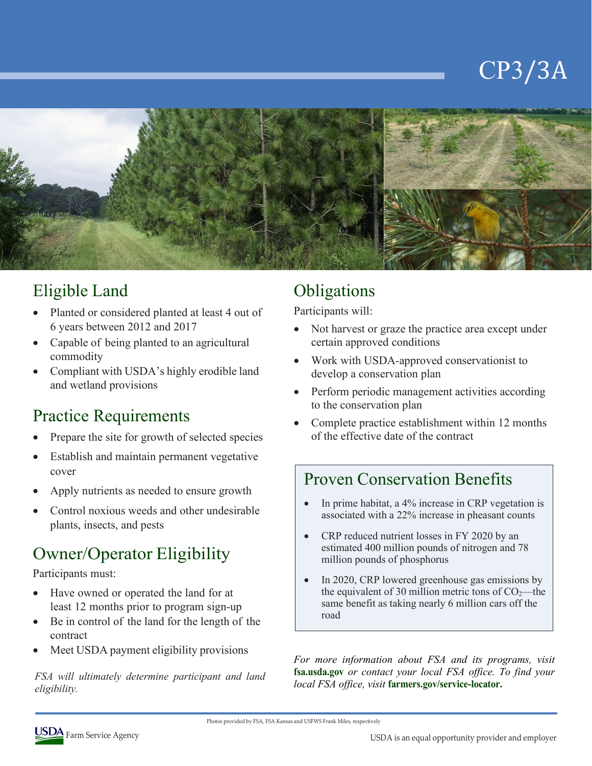# CP3/3A

## Eligible Land

- Planted or considered planted at least 4 out of 6 years between 2012 and 2017
- Capable of being planted to an agricultural commodity
- Compliant with USDA's highly erodible land and wetland provisions

## Practice Requirements

- Prepare the site for growth of selected species
- Establish and maintain permanent vegetative cover
- Apply nutrients as needed to ensure growth
- Control noxious weeds and other undesirable plants, insects, and pests

## Owner/Operator Eligibility

Participants must:

- Have owned or operated the land for at least 12 months prior to program sign-up
- Be in control of the land for the length of the contract
- Meet USDA payment eligibility provisions

*FSA will ultimately determine participant and land eligibility.*

## Obligations

Participants will:

- Not harvest or graze the practice area except under certain approved conditions
- Work with USDA-approved conservationist to develop a conservation plan
- Perform periodic management activities according to the conservation plan
- Complete practice establishment within 12 months of the effective date of the contract

## Proven Conservation Benefits

- In prime habitat, a 4% increase in CRP vegetation is associated with a 22% increase in pheasant counts
- CRP reduced nutrient losses in FY 2020 by an estimated 400 million pounds of nitrogen and 78 million pounds of phosphorus
- In 2020, CRP lowered greenhouse gas emissions by the equivalent of 30 million metric tons of $CO_2$—the same benefit as taking nearly 6 million cars off the road

*For more information about FSA and its programs, visit* **fsa.usda.gov** *or contact your local FSA office. To find your local FSA office, visit* **farmers.gov/service-locator.**

Photos provided by FSA, FSA Kansas and USFWS Frank Miles, respectively

USDA Farm Service Agency

USDA is an equal opportunity provider and employer